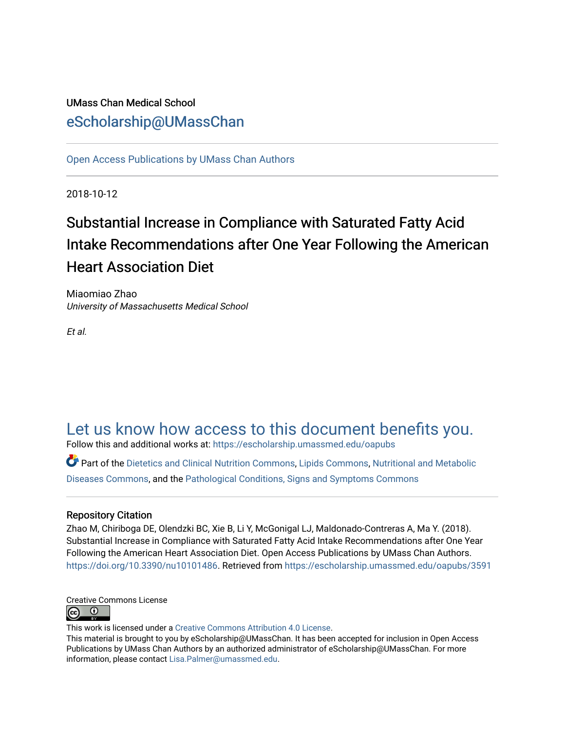UMass Chan Medical School

eScholarship@UMassChan

Open Access Publications by UMass Chan Authors

2018-10-12

# Substantial Increase in Compliance with Saturated Fatty Acid Intake Recommendations after One Year Following the American Heart Association Diet

Miaomiao Zhao
*University of Massachusetts Medical School*

*Et al.*

## Let us know how access to this document benefits you.

Follow this and additional works at: https://escholarship.umassmed.edu/oapubs

Part of the Dietetics and Clinical Nutrition Commons, Lipids Commons, Nutritional and Metabolic Diseases Commons, and the Pathological Conditions, Signs and Symptoms Commons

### Repository Citation

Zhao M, Chiriboga DE, Olendzki BC, Xie B, Li Y, McGonigal LJ, Maldonado-Contreras A, Ma Y. (2018). Substantial Increase in Compliance with Saturated Fatty Acid Intake Recommendations after One Year Following the American Heart Association Diet. Open Access Publications by UMass Chan Authors. https://doi.org/10.3390/nu10101486. Retrieved from https://escholarship.umassmed.edu/oapubs/3591

Creative Commons License

This work is licensed under a Creative Commons Attribution 4.0 License.
This material is brought to you by eScholarship@UMassChan. It has been accepted for inclusion in Open Access Publications by UMass Chan Authors by an authorized administrator of eScholarship@UMassChan. For more information, please contact Lisa.Palmer@umassmed.edu.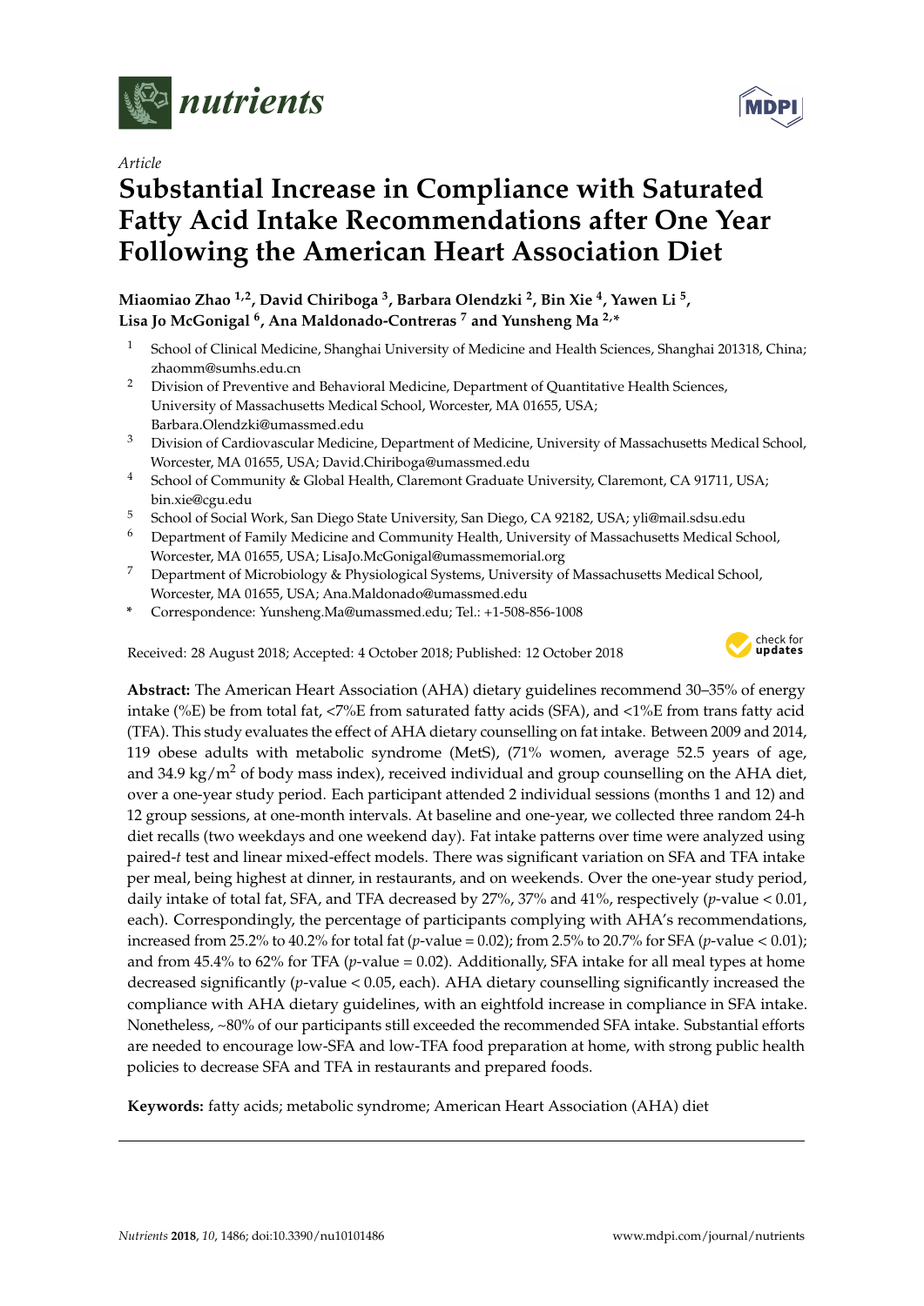Article

# Substantial Increase in Compliance with Saturated Fatty Acid Intake Recommendations after One Year Following the American Heart Association Diet

**Miaomiao Zhao [1,2], David Chiriboga [3], Barbara Olendzki [2], Bin Xie [4], Yawen Li [5], Lisa Jo McGonigal [6], Ana Maldonado-Contreras [7] and Yunsheng Ma [2,*]**

[1] School of Clinical Medicine, Shanghai University of Medicine and Health Sciences, Shanghai 201318, China; zhaomm@sumhs.edu.cn

[2] Division of Preventive and Behavioral Medicine, Department of Quantitative Health Sciences, University of Massachusetts Medical School, Worcester, MA 01655, USA; Barbara.Olendzki@umassmed.edu

[3] Division of Cardiovascular Medicine, Department of Medicine, University of Massachusetts Medical School, Worcester, MA 01655, USA; David.Chiriboga@umassmed.edu

[4] School of Community & Global Health, Claremont Graduate University, Claremont, CA 91711, USA; bin.xie@cgu.edu

[5] School of Social Work, San Diego State University, San Diego, CA 92182, USA; yli@mail.sdsu.edu

[6] Department of Family Medicine and Community Health, University of Massachusetts Medical School, Worcester, MA 01655, USA; LisaJo.McGonigal@umassmemorial.org

[7] Department of Microbiology & Physiological Systems, University of Massachusetts Medical School, Worcester, MA 01655, USA; Ana.Maldonado@umassmed.edu

\* Correspondence: Yunsheng.Ma@umassmed.edu; Tel.: +1-508-856-1008

Received: 28 August 2018; Accepted: 4 October 2018; Published: 12 October 2018

**Abstract:** The American Heart Association (AHA) dietary guidelines recommend 30–35% of energy intake (%E) be from total fat, <7%E from saturated fatty acids (SFA), and <1%E from trans fatty acid (TFA). This study evaluates the effect of AHA dietary counselling on fat intake. Between 2009 and 2014, 119 obese adults with metabolic syndrome (MetS), (71% women, average 52.5 years of age, and 34.9 kg/m$^2$ of body mass index), received individual and group counselling on the AHA diet, over a one-year study period. Each participant attended 2 individual sessions (months 1 and 12) and 12 group sessions, at one-month intervals. At baseline and one-year, we collected three random 24-h diet recalls (two weekdays and one weekend day). Fat intake patterns over time were analyzed using paired-*t* test and linear mixed-effect models. There was significant variation on SFA and TFA intake per meal, being highest at dinner, in restaurants, and on weekends. Over the one-year study period, daily intake of total fat, SFA, and TFA decreased by 27%, 37% and 41%, respectively ($p$-value < 0.01, each). Correspondingly, the percentage of participants complying with AHA's recommendations, increased from 25.2% to 40.2% for total fat ($p$-value = 0.02); from 2.5% to 20.7% for SFA ($p$-value < 0.01); and from 45.4% to 62% for TFA ($p$-value = 0.02). Additionally, SFA intake for all meal types at home decreased significantly ($p$-value < 0.05, each). AHA dietary counselling significantly increased the compliance with AHA dietary guidelines, with an eightfold increase in compliance in SFA intake. Nonetheless, ~80% of our participants still exceeded the recommended SFA intake. Substantial efforts are needed to encourage low-SFA and low-TFA food preparation at home, with strong public health policies to decrease SFA and TFA in restaurants and prepared foods.

**Keywords:** fatty acids; metabolic syndrome; American Heart Association (AHA) diet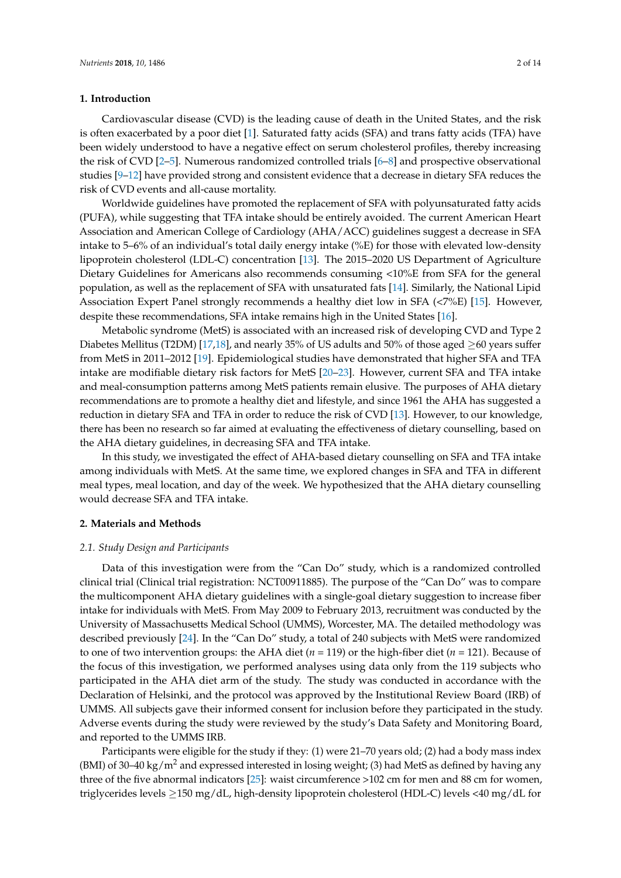## 1. Introduction

Cardiovascular disease (CVD) is the leading cause of death in the United States, and the risk is often exacerbated by a poor diet [1]. Saturated fatty acids (SFA) and trans fatty acids (TFA) have been widely understood to have a negative effect on serum cholesterol profiles, thereby increasing the risk of CVD [2–5]. Numerous randomized controlled trials [6–8] and prospective observational studies [9–12] have provided strong and consistent evidence that a decrease in dietary SFA reduces the risk of CVD events and all-cause mortality.

Worldwide guidelines have promoted the replacement of SFA with polyunsaturated fatty acids (PUFA), while suggesting that TFA intake should be entirely avoided. The current American Heart Association and American College of Cardiology (AHA/ACC) guidelines suggest a decrease in SFA intake to 5–6% of an individual's total daily energy intake (%E) for those with elevated low-density lipoprotein cholesterol (LDL-C) concentration [13]. The 2015–2020 US Department of Agriculture Dietary Guidelines for Americans also recommends consuming <10%E from SFA for the general population, as well as the replacement of SFA with unsaturated fats [14]. Similarly, the National Lipid Association Expert Panel strongly recommends a healthy diet low in SFA (<7%E) [15]. However, despite these recommendations, SFA intake remains high in the United States [16].

Metabolic syndrome (MetS) is associated with an increased risk of developing CVD and Type 2 Diabetes Mellitus (T2DM) [17,18], and nearly 35% of US adults and 50% of those aged ≥60 years suffer from MetS in 2011–2012 [19]. Epidemiological studies have demonstrated that higher SFA and TFA intake are modifiable dietary risk factors for MetS [20–23]. However, current SFA and TFA intake and meal-consumption patterns among MetS patients remain elusive. The purposes of AHA dietary recommendations are to promote a healthy diet and lifestyle, and since 1961 the AHA has suggested a reduction in dietary SFA and TFA in order to reduce the risk of CVD [13]. However, to our knowledge, there has been no research so far aimed at evaluating the effectiveness of dietary counselling, based on the AHA dietary guidelines, in decreasing SFA and TFA intake.

In this study, we investigated the effect of AHA-based dietary counselling on SFA and TFA intake among individuals with MetS. At the same time, we explored changes in SFA and TFA in different meal types, meal location, and day of the week. We hypothesized that the AHA dietary counselling would decrease SFA and TFA intake.

## 2. Materials and Methods

### *2.1. Study Design and Participants*

Data of this investigation were from the "Can Do" study, which is a randomized controlled clinical trial (Clinical trial registration: NCT00911885). The purpose of the "Can Do" was to compare the multicomponent AHA dietary guidelines with a single-goal dietary suggestion to increase fiber intake for individuals with MetS. From May 2009 to February 2013, recruitment was conducted by the University of Massachusetts Medical School (UMMS), Worcester, MA. The detailed methodology was described previously [24]. In the "Can Do" study, a total of 240 subjects with MetS were randomized to one of two intervention groups: the AHA diet ($n$ = 119) or the high-fiber diet ($n$ = 121). Because of the focus of this investigation, we performed analyses using data only from the 119 subjects who participated in the AHA diet arm of the study. The study was conducted in accordance with the Declaration of Helsinki, and the protocol was approved by the Institutional Review Board (IRB) of UMMS. All subjects gave their informed consent for inclusion before they participated in the study. Adverse events during the study were reviewed by the study's Data Safety and Monitoring Board, and reported to the UMMS IRB.

Participants were eligible for the study if they: (1) were 21–70 years old; (2) had a body mass index (BMI) of 30–40 kg/m$^2$ and expressed interested in losing weight; (3) had MetS as defined by having any three of the five abnormal indicators [25]: waist circumference >102 cm for men and 88 cm for women, triglycerides levels ≥150 mg/dL, high-density lipoprotein cholesterol (HDL-C) levels <40 mg/dL for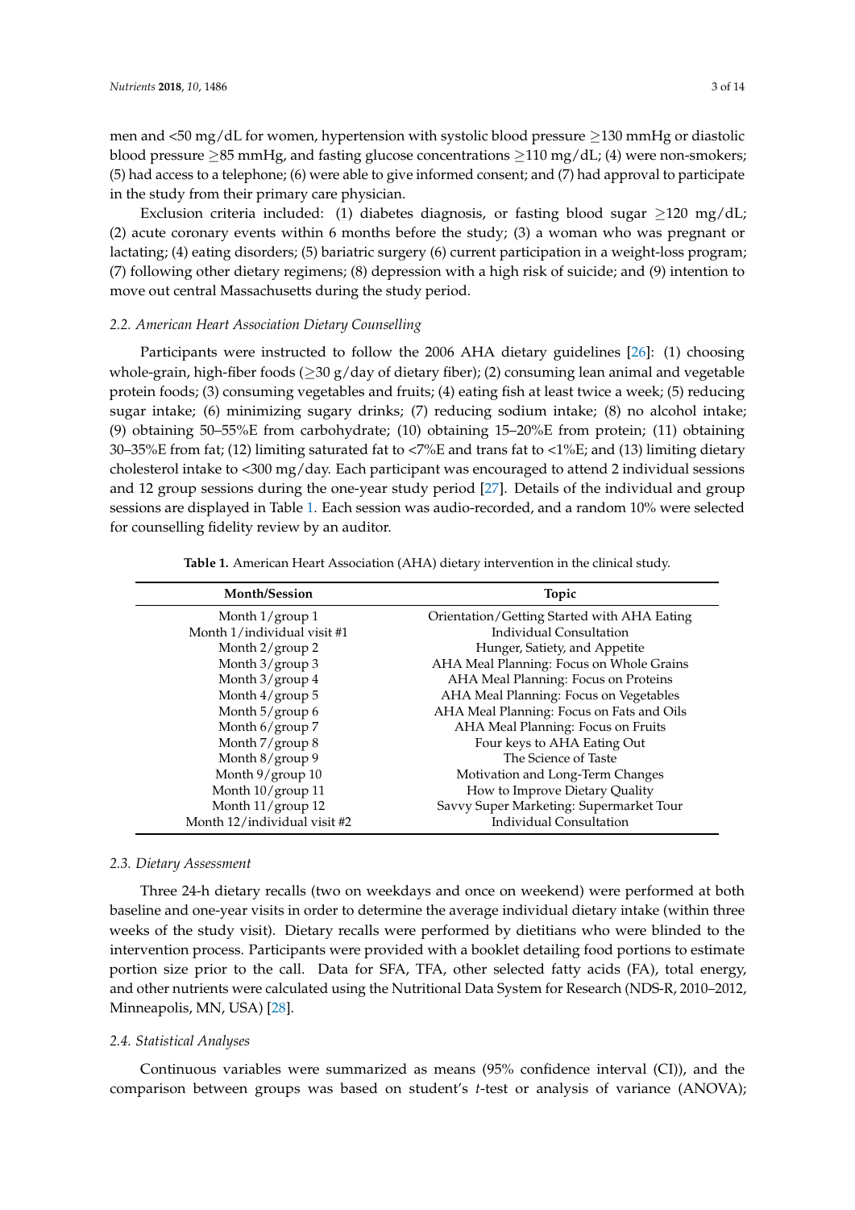men and <50 mg/dL for women, hypertension with systolic blood pressure ≥130 mmHg or diastolic blood pressure ≥85 mmHg, and fasting glucose concentrations ≥110 mg/dL; (4) were non-smokers; (5) had access to a telephone; (6) were able to give informed consent; and (7) had approval to participate in the study from their primary care physician.

Exclusion criteria included: (1) diabetes diagnosis, or fasting blood sugar ≥120 mg/dL; (2) acute coronary events within 6 months before the study; (3) a woman who was pregnant or lactating; (4) eating disorders; (5) bariatric surgery (6) current participation in a weight-loss program; (7) following other dietary regimens; (8) depression with a high risk of suicide; and (9) intention to move out central Massachusetts during the study period.

### 2.2. American Heart Association Dietary Counselling

Participants were instructed to follow the 2006 AHA dietary guidelines [26]: (1) choosing whole-grain, high-fiber foods (≥30 g/day of dietary fiber); (2) consuming lean animal and vegetable protein foods; (3) consuming vegetables and fruits; (4) eating fish at least twice a week; (5) reducing sugar intake; (6) minimizing sugary drinks; (7) reducing sodium intake; (8) no alcohol intake; (9) obtaining 50–55%E from carbohydrate; (10) obtaining 15–20%E from protein; (11) obtaining 30–35%E from fat; (12) limiting saturated fat to <7%E and trans fat to <1%E; and (13) limiting dietary cholesterol intake to <300 mg/day. Each participant was encouraged to attend 2 individual sessions and 12 group sessions during the one-year study period [27]. Details of the individual and group sessions are displayed in Table 1. Each session was audio-recorded, and a random 10% were selected for counselling fidelity review by an auditor.

**Table 1.** American Heart Association (AHA) dietary intervention in the clinical study.

| Month/Session | Topic |
|---|---|
| Month 1/group 1 | Orientation/Getting Started with AHA Eating |
| Month 1/individual visit #1 | Individual Consultation |
| Month 2/group 2 | Hunger, Satiety, and Appetite |
| Month 3/group 3 | AHA Meal Planning: Focus on Whole Grains |
| Month 3/group 4 | AHA Meal Planning: Focus on Proteins |
| Month 4/group 5 | AHA Meal Planning: Focus on Vegetables |
| Month 5/group 6 | AHA Meal Planning: Focus on Fats and Oils |
| Month 6/group 7 | AHA Meal Planning: Focus on Fruits |
| Month 7/group 8 | Four keys to AHA Eating Out |
| Month 8/group 9 | The Science of Taste |
| Month 9/group 10 | Motivation and Long-Term Changes |
| Month 10/group 11 | How to Improve Dietary Quality |
| Month 11/group 12 | Savvy Super Marketing: Supermarket Tour |
| Month 12/individual visit #2 | Individual Consultation |

### 2.3. Dietary Assessment

Three 24-h dietary recalls (two on weekdays and once on weekend) were performed at both baseline and one-year visits in order to determine the average individual dietary intake (within three weeks of the study visit). Dietary recalls were performed by dietitians who were blinded to the intervention process. Participants were provided with a booklet detailing food portions to estimate portion size prior to the call. Data for SFA, TFA, other selected fatty acids (FA), total energy, and other nutrients were calculated using the Nutritional Data System for Research (NDS-R, 2010–2012, Minneapolis, MN, USA) [28].

### 2.4. Statistical Analyses

Continuous variables were summarized as means (95% confidence interval (CI)), and the comparison between groups was based on student's *t*-test or analysis of variance (ANOVA);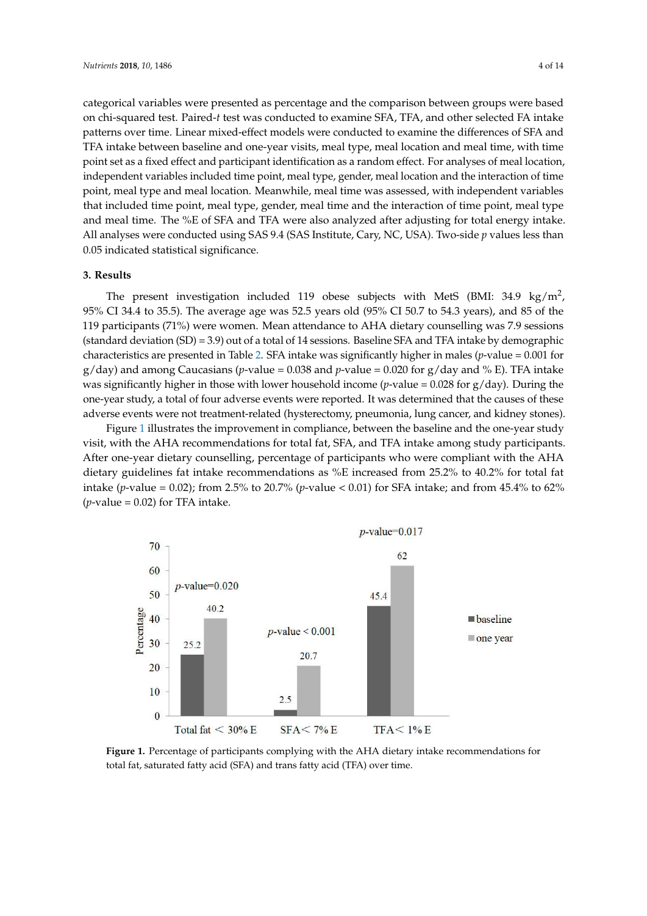categorical variables were presented as percentage and the comparison between groups were based on chi-squared test. Paired-*t* test was conducted to examine SFA, TFA, and other selected FA intake patterns over time. Linear mixed-effect models were conducted to examine the differences of SFA and TFA intake between baseline and one-year visits, meal type, meal location and meal time, with time point set as a fixed effect and participant identification as a random effect. For analyses of meal location, independent variables included time point, meal type, gender, meal location and the interaction of time point, meal type and meal location. Meanwhile, meal time was assessed, with independent variables that included time point, meal type, gender, meal time and the interaction of time point, meal type and meal time. The %E of SFA and TFA were also analyzed after adjusting for total energy intake. All analyses were conducted using SAS 9.4 (SAS Institute, Cary, NC, USA). Two-side *p* values less than 0.05 indicated statistical significance.

## 3. Results

The present investigation included 119 obese subjects with MetS (BMI: 34.9 kg/m$^2$, 95% CI 34.4 to 35.5). The average age was 52.5 years old (95% CI 50.7 to 54.3 years), and 85 of the 119 participants (71%) were women. Mean attendance to AHA dietary counselling was 7.9 sessions (standard deviation (SD) = 3.9) out of a total of 14 sessions. Baseline SFA and TFA intake by demographic characteristics are presented in Table 2. SFA intake was significantly higher in males (*p*-value = 0.001 for g/day) and among Caucasians (*p*-value = 0.038 and *p*-value = 0.020 for g/day and % E). TFA intake was significantly higher in those with lower household income (*p*-value = 0.028 for g/day). During the one-year study, a total of four adverse events were reported. It was determined that the causes of these adverse events were not treatment-related (hysterectomy, pneumonia, lung cancer, and kidney stones).

Figure 1 illustrates the improvement in compliance, between the baseline and the one-year study visit, with the AHA recommendations for total fat, SFA, and TFA intake among study participants. After one-year dietary counselling, percentage of participants who were compliant with the AHA dietary guidelines fat intake recommendations as %E increased from 25.2% to 40.2% for total fat intake (*p*-value = 0.02); from 2.5% to 20.7% (*p*-value < 0.01) for SFA intake; and from 45.4% to 62% (*p*-value = 0.02) for TFA intake.

**Figure 1.** Percentage of participants complying with the AHA dietary intake recommendations for total fat, saturated fatty acid (SFA) and trans fatty acid (TFA) over time.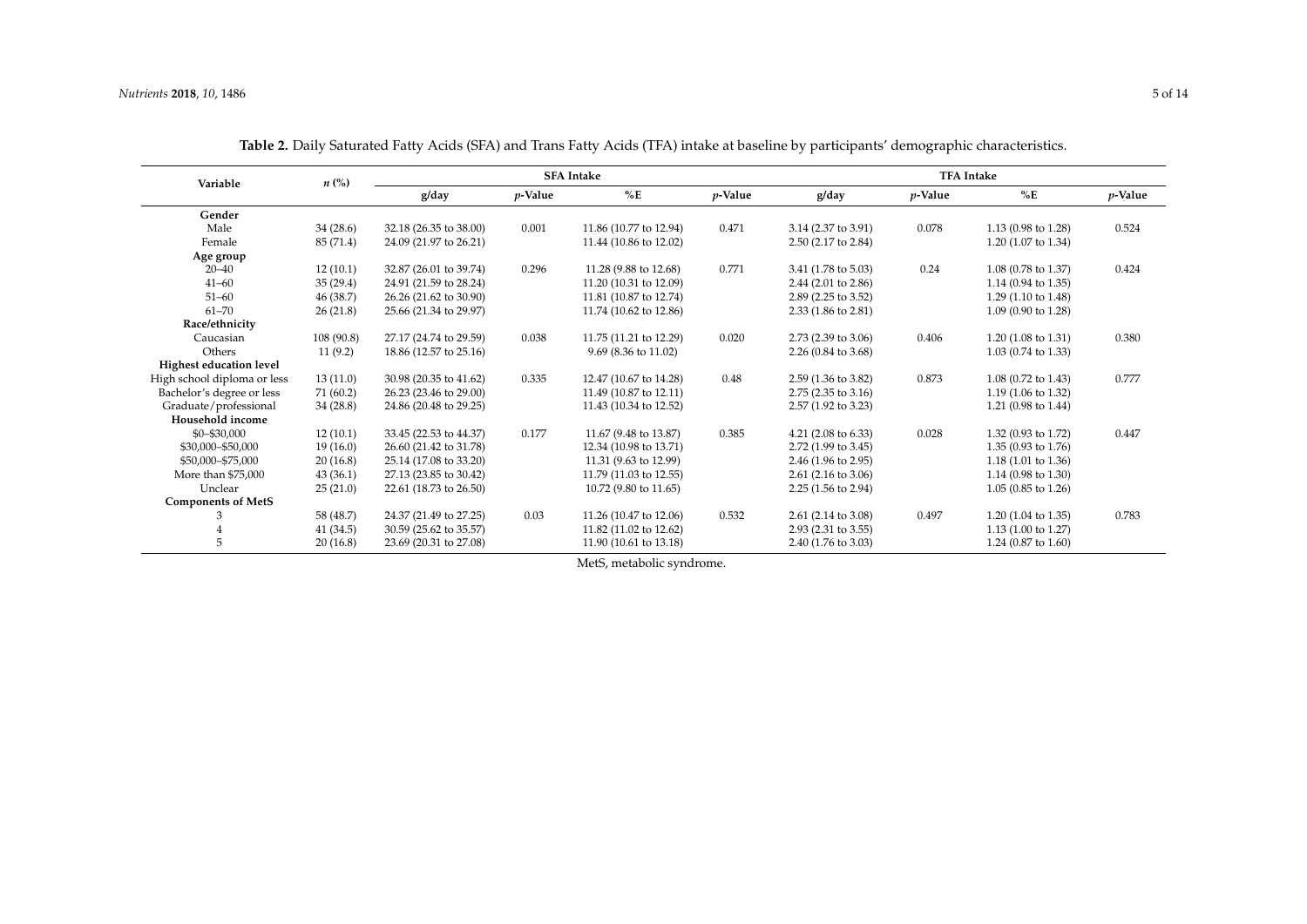**Table 2.** Daily Saturated Fatty Acids (SFA) and Trans Fatty Acids (TFA) intake at baseline by participants' demographic characteristics.

| Variable | n (%) | SFA Intake | | | | TFA Intake | | | |
|---|---|---|---|---|---|---|---|---|---|
| | | g/day | p-Value | %E | p-Value | g/day | p-Value | %E | p-Value |
| **Gender** | | | | | | | | | |
| Male | 34 (28.6) | 32.18 (26.35 to 38.00) | 0.001 | 11.86 (10.77 to 12.94) | 0.471 | 3.14 (2.37 to 3.91) | 0.078 | 1.13 (0.98 to 1.28) | 0.524 |
| Female | 85 (71.4) | 24.09 (21.97 to 26.21) | | 11.44 (10.86 to 12.02) | | 2.50 (2.17 to 2.84) | | 1.20 (1.07 to 1.34) | |
| **Age group** | | | | | | | | | |
| 20–40 | 12 (10.1) | 32.87 (26.01 to 39.74) | 0.296 | 11.28 (9.88 to 12.68) | 0.771 | 3.41 (1.78 to 5.03) | 0.24 | 1.08 (0.78 to 1.37) | 0.424 |
| 41–60 | 35 (29.4) | 24.91 (21.59 to 28.24) | | 11.20 (10.31 to 12.09) | | 2.44 (2.01 to 2.86) | | 1.14 (0.94 to 1.35) | |
| 51–60 | 46 (38.7) | 26.26 (21.62 to 30.90) | | 11.81 (10.87 to 12.74) | | 2.89 (2.25 to 3.52) | | 1.29 (1.10 to 1.48) | |
| 61–70 | 26 (21.8) | 25.66 (21.34 to 29.97) | | 11.74 (10.62 to 12.86) | | 2.33 (1.86 to 2.81) | | 1.09 (0.90 to 1.28) | |
| **Race/ethnicity** | | | | | | | | | |
| Caucasian | 108 (90.8) | 27.17 (24.74 to 29.59) | 0.038 | 11.75 (11.21 to 12.29) | 0.020 | 2.73 (2.39 to 3.06) | 0.406 | 1.20 (1.08 to 1.31) | 0.380 |
| Others | 11 (9.2) | 18.86 (12.57 to 25.16) | | 9.69 (8.36 to 11.02) | | 2.26 (0.84 to 3.68) | | 1.03 (0.74 to 1.33) | |
| **Highest education level** | | | | | | | | | |
| High school diploma or less | 13 (11.0) | 30.98 (20.35 to 41.62) | 0.335 | 12.47 (10.67 to 14.28) | 0.48 | 2.59 (1.36 to 3.82) | 0.873 | 1.08 (0.72 to 1.43) | 0.777 |
| Bachelor's degree or less | 71 (60.2) | 26.23 (23.46 to 29.00) | | 11.49 (10.87 to 12.11) | | 2.75 (2.35 to 3.16) | | 1.19 (1.06 to 1.32) | |
| Graduate/professional | 34 (28.8) | 24.86 (20.48 to 29.25) | | 11.43 (10.34 to 12.52) | | 2.57 (1.92 to 3.23) | | 1.21 (0.98 to 1.44) | |
| **Household income** | | | | | | | | | |
| $0–$30,000 | 12 (10.1) | 33.45 (22.53 to 44.37) | 0.177 | 11.67 (9.48 to 13.87) | 0.385 | 4.21 (2.08 to 6.33) | 0.028 | 1.32 (0.93 to 1.72) | 0.447 |
| $30,000–$50,000 | 19 (16.0) | 26.60 (21.42 to 31.78) | | 12.34 (10.98 to 13.71) | | 2.72 (1.99 to 3.45) | | 1.35 (0.93 to 1.76) | |
| $50,000–$75,000 | 20 (16.8) | 25.14 (17.08 to 33.20) | | 11.31 (9.63 to 12.99) | | 2.46 (1.96 to 2.95) | | 1.18 (1.01 to 1.36) | |
| More than $75,000 | 43 (36.1) | 27.13 (23.85 to 30.42) | | 11.79 (11.03 to 12.55) | | 2.61 (2.16 to 3.06) | | 1.14 (0.98 to 1.30) | |
| Unclear | 25 (21.0) | 22.61 (18.73 to 26.50) | | 10.72 (9.80 to 11.65) | | 2.25 (1.56 to 2.94) | | 1.05 (0.85 to 1.26) | |
| **Components of MetS** | | | | | | | | | |
| 3 | 58 (48.7) | 24.37 (21.49 to 27.25) | 0.03 | 11.26 (10.47 to 12.06) | 0.532 | 2.61 (2.14 to 3.08) | 0.497 | 1.20 (1.04 to 1.35) | 0.783 |
| 4 | 41 (34.5) | 30.59 (25.62 to 35.57) | | 11.82 (11.02 to 12.62) | | 2.93 (2.31 to 3.55) | | 1.13 (1.00 to 1.27) | |
| 5 | 20 (16.8) | 23.69 (20.31 to 27.08) | | 11.90 (10.61 to 13.18) | | 2.40 (1.76 to 3.03) | | 1.24 (0.87 to 1.60) | |

MetS, metabolic syndrome.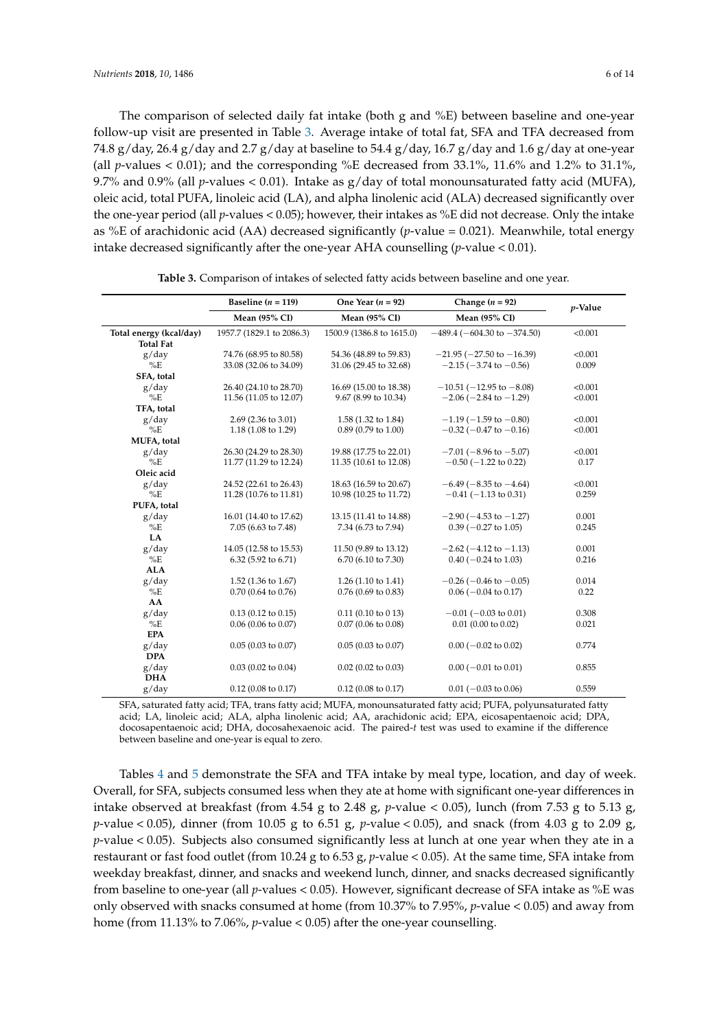The comparison of selected daily fat intake (both g and %E) between baseline and one-year follow-up visit are presented in Table 3. Average intake of total fat, SFA and TFA decreased from 74.8 g/day, 26.4 g/day and 2.7 g/day at baseline to 54.4 g/day, 16.7 g/day and 1.6 g/day at one-year (all $p$-values < 0.01); and the corresponding %E decreased from 33.1%, 11.6% and 1.2% to 31.1%, 9.7% and 0.9% (all $p$-values < 0.01). Intake as g/day of total monounsaturated fatty acid (MUFA), oleic acid, total PUFA, linoleic acid (LA), and alpha linolenic acid (ALA) decreased significantly over the one-year period (all $p$-values < 0.05); however, their intakes as %E did not decrease. Only the intake as %E of arachidonic acid (AA) decreased significantly ($p$-value = 0.021). Meanwhile, total energy intake decreased significantly after the one-year AHA counselling ($p$-value < 0.01).

**Table 3.** Comparison of intakes of selected fatty acids between baseline and one year.

| | Baseline ($n$ = 119) | One Year ($n$ = 92) | Change ($n$ = 92) | $p$-Value |
|---|---|---|---|---|
| | Mean (95% CI) | Mean (95% CI) | Mean (95% CI) | |
| **Total energy (kcal/day)** | 1957.7 (1829.1 to 2086.3) | 1500.9 (1386.8 to 1615.0) | −489.4 (−604.30 to −374.50) | <0.001 |
| **Total Fat** | | | | |
| g/day | 74.76 (68.95 to 80.58) | 54.36 (48.89 to 59.83) | −21.95 (−27.50 to −16.39) | <0.001 |
| %E | 33.08 (32.06 to 34.09) | 31.06 (29.45 to 32.68) | −2.15 (−3.74 to −0.56) | 0.009 |
| **SFA, total** | | | | |
| g/day | 26.40 (24.10 to 28.70) | 16.69 (15.00 to 18.38) | −10.51 (−12.95 to −8.08) | <0.001 |
| %E | 11.56 (11.05 to 12.07) | 9.67 (8.99 to 10.34) | −2.06 (−2.84 to −1.29) | <0.001 |
| **TFA, total** | | | | |
| g/day | 2.69 (2.36 to 3.01) | 1.58 (1.32 to 1.84) | −1.19 (−1.59 to −0.80) | <0.001 |
| %E | 1.18 (1.08 to 1.29) | 0.89 (0.79 to 1.00) | −0.32 (−0.47 to −0.16) | <0.001 |
| **MUFA, total** | | | | |
| g/day | 26.30 (24.29 to 28.30) | 19.88 (17.75 to 22.01) | −7.01 (−8.96 to −5.07) | <0.001 |
| %E | 11.77 (11.29 to 12.24) | 11.35 (10.61 to 12.08) | −0.50 (−1.22 to 0.22) | 0.17 |
| **Oleic acid** | | | | |
| g/day | 24.52 (22.61 to 26.43) | 18.63 (16.59 to 20.67) | −6.49 (−8.35 to −4.64) | <0.001 |
| %E | 11.28 (10.76 to 11.81) | 10.98 (10.25 to 11.72) | −0.41 (−1.13 to 0.31) | 0.259 |
| **PUFA, total** | | | | |
| g/day | 16.01 (14.40 to 17.62) | 13.15 (11.41 to 14.88) | −2.90 (−4.53 to −1.27) | 0.001 |
| %E | 7.05 (6.63 to 7.48) | 7.34 (6.73 to 7.94) | 0.39 (−0.27 to 1.05) | 0.245 |
| **LA** | | | | |
| g/day | 14.05 (12.58 to 15.53) | 11.50 (9.89 to 13.12) | −2.62 (−4.12 to −1.13) | 0.001 |
| %E | 6.32 (5.92 to 6.71) | 6.70 (6.10 to 7.30) | 0.40 (−0.24 to 1.03) | 0.216 |
| **ALA** | | | | |
| g/day | 1.52 (1.36 to 1.67) | 1.26 (1.10 to 1.41) | −0.26 (−0.46 to −0.05) | 0.014 |
| %E | 0.70 (0.64 to 0.76) | 0.76 (0.69 to 0.83) | 0.06 (−0.04 to 0.17) | 0.22 |
| **AA** | | | | |
| g/day | 0.13 (0.12 to 0.15) | 0.11 (0.10 to 0 13) | −0.01 (−0.03 to 0.01) | 0.308 |
| %E | 0.06 (0.06 to 0.07) | 0.07 (0.06 to 0.08) | 0.01 (0.00 to 0.02) | 0.021 |
| **EPA** | | | | |
| g/day | 0.05 (0.03 to 0.07) | 0.05 (0.03 to 0.07) | 0.00 (−0.02 to 0.02) | 0.774 |
| **DPA** | | | | |
| g/day | 0.03 (0.02 to 0.04) | 0.02 (0.02 to 0.03) | 0.00 (−0.01 to 0.01) | 0.855 |
| **DHA** | | | | |
| g/day | 0.12 (0.08 to 0.17) | 0.12 (0.08 to 0.17) | 0.01 (−0.03 to 0.06) | 0.559 |

SFA, saturated fatty acid; TFA, trans fatty acid; MUFA, monounsaturated fatty acid; PUFA, polyunsaturated fatty acid; LA, linoleic acid; ALA, alpha linolenic acid; AA, arachidonic acid; EPA, eicosapentaenoic acid; DPA, docosapentaenoic acid; DHA, docosahexaenoic acid. The paired-$t$ test was used to examine if the difference between baseline and one-year is equal to zero.

Tables 4 and 5 demonstrate the SFA and TFA intake by meal type, location, and day of week. Overall, for SFA, subjects consumed less when they ate at home with significant one-year differences in intake observed at breakfast (from 4.54 g to 2.48 g, $p$-value < 0.05), lunch (from 7.53 g to 5.13 g, $p$-value < 0.05), dinner (from 10.05 g to 6.51 g, $p$-value < 0.05), and snack (from 4.03 g to 2.09 g, $p$-value < 0.05). Subjects also consumed significantly less at lunch at one year when they ate in a restaurant or fast food outlet (from 10.24 g to 6.53 g, $p$-value < 0.05). At the same time, SFA intake from weekday breakfast, dinner, and snacks and weekend lunch, dinner, and snacks decreased significantly from baseline to one-year (all $p$-values < 0.05). However, significant decrease of SFA intake as %E was only observed with snacks consumed at home (from 10.37% to 7.95%, $p$-value < 0.05) and away from home (from 11.13% to 7.06%, $p$-value < 0.05) after the one-year counselling.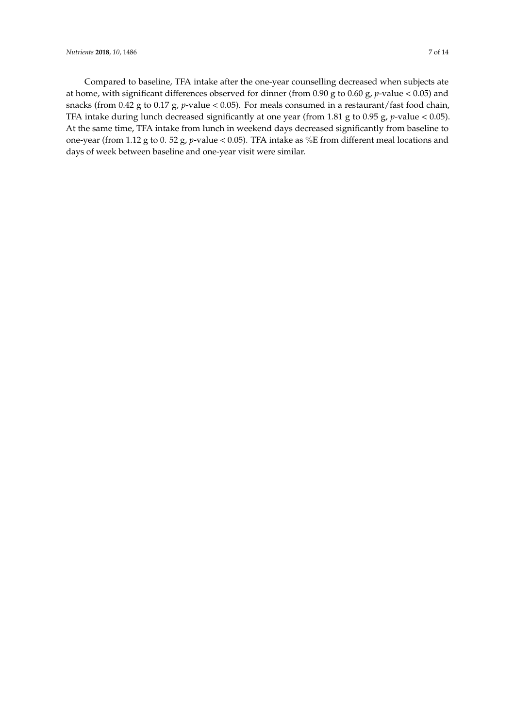Compared to baseline, TFA intake after the one-year counselling decreased when subjects ate at home, with significant differences observed for dinner (from 0.90 g to 0.60 g, $p$-value $< 0.05$) and snacks (from 0.42 g to 0.17 g, $p$-value $< 0.05$). For meals consumed in a restaurant/fast food chain, TFA intake during lunch decreased significantly at one year (from 1.81 g to 0.95 g, $p$-value $< 0.05$). At the same time, TFA intake from lunch in weekend days decreased significantly from baseline to one-year (from 1.12 g to 0. 52 g, $p$-value $< 0.05$). TFA intake as %E from different meal locations and days of week between baseline and one-year visit were similar.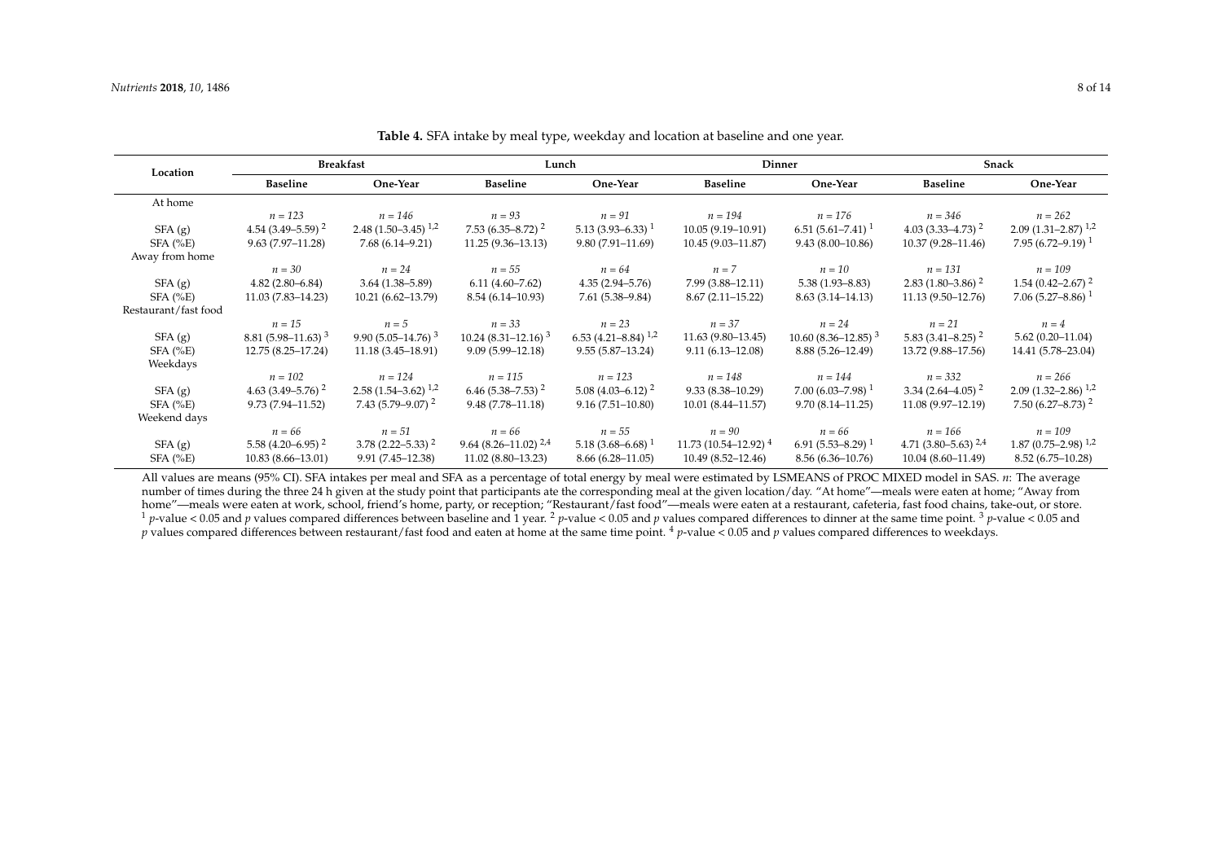**Table 4.** SFA intake by meal type, weekday and location at baseline and one year.

| Location | Breakfast | | Lunch | | Dinner | | Snack | |
|---|---|---|---|---|---|---|---|---|
| | Baseline | One-Year | Baseline | One-Year | Baseline | One-Year | Baseline | One-Year |
| At home | | | | | | | | |
| | *n = 123* | *n = 146* | *n = 93* | *n = 91* | *n = 194* | *n = 176* | *n = 346* | *n = 262* |
| SFA (g) | 4.54 (3.49–5.59) [2] | 2.48 (1.50–3.45) [1,2] | 7.53 (6.35–8.72) [2] | 5.13 (3.93–6.33) [1] | 10.05 (9.19–10.91) | 6.51 (5.61–7.41) [1] | 4.03 (3.33–4.73) [2] | 2.09 (1.31–2.87) [1,2] |
| SFA (%E) | 9.63 (7.97–11.28) | 7.68 (6.14–9.21) | 11.25 (9.36–13.13) | 9.80 (7.91–11.69) | 10.45 (9.03–11.87) | 9.43 (8.00–10.86) | 10.37 (9.28–11.46) | 7.95 (6.72–9.19) [1] |
| Away from home | | | | | | | | |
| | *n = 30* | *n = 24* | *n = 55* | *n = 64* | *n = 7* | *n = 10* | *n = 131* | *n = 109* |
| SFA (g) | 4.82 (2.80–6.84) | 3.64 (1.38–5.89) | 6.11 (4.60–7.62) | 4.35 (2.94–5.76) | 7.99 (3.88–12.11) | 5.38 (1.93–8.83) | 2.83 (1.80–3.86) [2] | 1.54 (0.42–2.67) [2] |
| SFA (%E) | 11.03 (7.83–14.23) | 10.21 (6.62–13.79) | 8.54 (6.14–10.93) | 7.61 (5.38–9.84) | 8.67 (2.11–15.22) | 8.63 (3.14–14.13) | 11.13 (9.50–12.76) | 7.06 (5.27–8.86) [1] |
| Restaurant/fast food | | | | | | | | |
| | *n = 15* | *n = 5* | *n = 33* | *n = 23* | *n = 37* | *n = 24* | *n = 21* | *n = 4* |
| SFA (g) | 8.81 (5.98–11.63) [3] | 9.90 (5.05–14.76) [3] | 10.24 (8.31–12.16) [3] | 6.53 (4.21–8.84) [1,2] | 11.63 (9.80–13.45) | 10.60 (8.36–12.85) [3] | 5.83 (3.41–8.25) [2] | 5.62 (0.20–11.04) |
| SFA (%E) | 12.75 (8.25–17.24) | 11.18 (3.45–18.91) | 9.09 (5.99–12.18) | 9.55 (5.87–13.24) | 9.11 (6.13–12.08) | 8.88 (5.26–12.49) | 13.72 (9.88–17.56) | 14.41 (5.78–23.04) |
| Weekdays | | | | | | | | |
| | *n = 102* | *n = 124* | *n = 115* | *n = 123* | *n = 148* | *n = 144* | *n = 332* | *n = 266* |
| SFA (g) | 4.63 (3.49–5.76) [2] | 2.58 (1.54–3.62) [1,2] | 6.46 (5.38–7.53) [2] | 5.08 (4.03–6.12) [2] | 9.33 (8.38–10.29) | 7.00 (6.03–7.98) [1] | 3.34 (2.64–4.05) [2] | 2.09 (1.32–2.86) [1,2] |
| SFA (%E) | 9.73 (7.94–11.52) | 7.43 (5.79–9.07) [2] | 9.48 (7.78–11.18) | 9.16 (7.51–10.80) | 10.01 (8.44–11.57) | 9.70 (8.14–11.25) | 11.08 (9.97–12.19) | 7.50 (6.27–8.73) [2] |
| Weekend days | | | | | | | | |
| | *n = 66* | *n = 51* | *n = 66* | *n = 55* | *n = 90* | *n = 66* | *n = 166* | *n = 109* |
| SFA (g) | 5.58 (4.20–6.95) [2] | 3.78 (2.22–5.33) [2] | 9.64 (8.26–11.02) [2,4] | 5.18 (3.68–6.68) [1] | 11.73 (10.54–12.92) [4] | 6.91 (5.53–8.29) [1] | 4.71 (3.80–5.63) [2,4] | 1.87 (0.75–2.98) [1,2] |
| SFA (%E) | 10.83 (8.66–13.01) | 9.91 (7.45–12.38) | 11.02 (8.80–13.23) | 8.66 (6.28–11.05) | 10.49 (8.52–12.46) | 8.56 (6.36–10.76) | 10.04 (8.60–11.49) | 8.52 (6.75–10.28) |

All values are means (95% CI). SFA intakes per meal and SFA as a percentage of total energy by meal were estimated by LSMEANS of PROC MIXED model in SAS. *n*: The average number of times during the three 24 h given at the study point that participants ate the corresponding meal at the given location/day. "At home"—meals were eaten at home; "Away from home"—meals were eaten at work, school, friend's home, party, or reception; "Restaurant/fast food"—meals were eaten at a restaurant, cafeteria, fast food chains, take-out, or store. [1] *p*-value < 0.05 and *p* values compared differences between baseline and 1 year. [2] *p*-value < 0.05 and *p* values compared differences to dinner at the same time point. [3] *p*-value < 0.05 and *p* values compared differences between restaurant/fast food and eaten at home at the same time point. [4] *p*-value < 0.05 and *p* values compared differences to weekdays.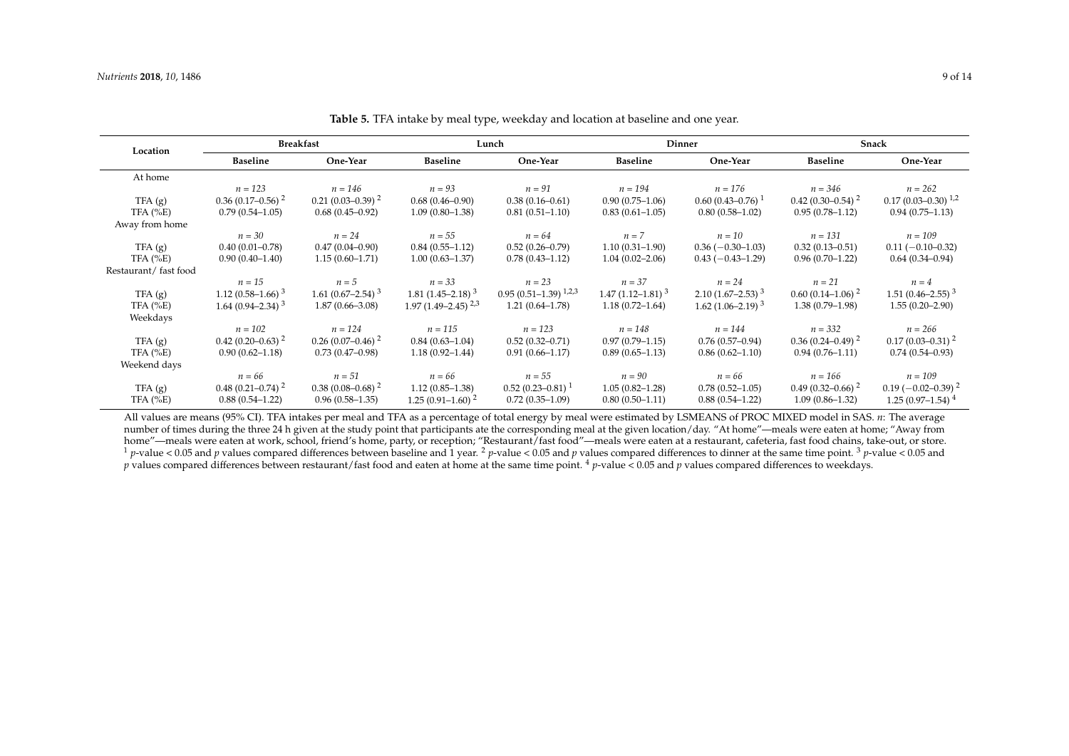**Table 5.** TFA intake by meal type, weekday and location at baseline and one year.

| Location | Breakfast | | Lunch | | Dinner | | Snack | |
|---|---|---|---|---|---|---|---|---|
| | Baseline | One-Year | Baseline | One-Year | Baseline | One-Year | Baseline | One-Year |
| At home | | | | | | | | |
| | *n = 123* | *n = 146* | *n = 93* | *n = 91* | *n = 194* | *n = 176* | *n = 346* | *n = 262* |
| TFA (g) | 0.36 (0.17–0.56) [2] | 0.21 (0.03–0.39) [2] | 0.68 (0.46–0.90) | 0.38 (0.16–0.61) | 0.90 (0.75–1.06) | 0.60 (0.43–0.76) [1] | 0.42 (0.30–0.54) [2] | 0.17 (0.03–0.30) [1,2] |
| TFA (%E) | 0.79 (0.54–1.05) | 0.68 (0.45–0.92) | 1.09 (0.80–1.38) | 0.81 (0.51–1.10) | 0.83 (0.61–1.05) | 0.80 (0.58–1.02) | 0.95 (0.78–1.12) | 0.94 (0.75–1.13) |
| Away from home | | | | | | | | |
| | *n = 30* | *n = 24* | *n = 55* | *n = 64* | *n = 7* | *n = 10* | *n = 131* | *n = 109* |
| TFA (g) | 0.40 (0.01–0.78) | 0.47 (0.04–0.90) | 0.84 (0.55–1.12) | 0.52 (0.26–0.79) | 1.10 (0.31–1.90) | 0.36 (−0.30–1.03) | 0.32 (0.13–0.51) | 0.11 (−0.10–0.32) |
| TFA (%E) | 0.90 (0.40–1.40) | 1.15 (0.60–1.71) | 1.00 (0.63–1.37) | 0.78 (0.43–1.12) | 1.04 (0.02–2.06) | 0.43 (−0.43–1.29) | 0.96 (0.70–1.22) | 0.64 (0.34–0.94) |
| Restaurant/ fast food | | | | | | | | |
| | *n = 15* | *n = 5* | *n = 33* | *n = 23* | *n = 37* | *n = 24* | *n = 21* | *n = 4* |
| TFA (g) | 1.12 (0.58–1.66) [3] | 1.61 (0.67–2.54) [3] | 1.81 (1.45–2.18) [3] | 0.95 (0.51–1.39) [1,2,3] | 1.47 (1.12–1.81) [3] | 2.10 (1.67–2.53) [3] | 0.60 (0.14–1.06) [2] | 1.51 (0.46–2.55) [3] |
| TFA (%E) | 1.64 (0.94–2.34) [3] | 1.87 (0.66–3.08) | 1.97 (1.49–2.45) [2,3] | 1.21 (0.64–1.78) | 1.18 (0.72–1.64) | 1.62 (1.06–2.19) [3] | 1.38 (0.79–1.98) | 1.55 (0.20–2.90) |
| Weekdays | | | | | | | | |
| | *n = 102* | *n = 124* | *n = 115* | *n = 123* | *n = 148* | *n = 144* | *n = 332* | *n = 266* |
| TFA (g) | 0.42 (0.20–0.63) [2] | 0.26 (0.07–0.46) [2] | 0.84 (0.63–1.04) | 0.52 (0.32–0.71) | 0.97 (0.79–1.15) | 0.76 (0.57–0.94) | 0.36 (0.24–0.49) [2] | 0.17 (0.03–0.31) [2] |
| TFA (%E) | 0.90 (0.62–1.18) | 0.73 (0.47–0.98) | 1.18 (0.92–1.44) | 0.91 (0.66–1.17) | 0.89 (0.65–1.13) | 0.86 (0.62–1.10) | 0.94 (0.76–1.11) | 0.74 (0.54–0.93) |
| Weekend days | | | | | | | | |
| | *n = 66* | *n = 51* | *n = 66* | *n = 55* | *n = 90* | *n = 66* | *n = 166* | *n = 109* |
| TFA (g) | 0.48 (0.21–0.74) [2] | 0.38 (0.08–0.68) [2] | 1.12 (0.85–1.38) | 0.52 (0.23–0.81) [1] | 1.05 (0.82–1.28) | 0.78 (0.52–1.05) | 0.49 (0.32–0.66) [2] | 0.19 (−0.02–0.39) [2] |
| TFA (%E) | 0.88 (0.54–1.22) | 0.96 (0.58–1.35) | 1.25 (0.91–1.60) [2] | 0.72 (0.35–1.09) | 0.80 (0.50–1.11) | 0.88 (0.54–1.22) | 1.09 (0.86–1.32) | 1.25 (0.97–1.54) [4] |

All values are means (95% CI). TFA intakes per meal and TFA as a percentage of total energy by meal were estimated by LSMEANS of PROC MIXED model in SAS. *n*: The average number of times during the three 24 h given at the study point that participants ate the corresponding meal at the given location/day. "At home"—meals were eaten at home; "Away from home"—meals were eaten at work, school, friend's home, party, or reception; "Restaurant/fast food"—meals were eaten at a restaurant, cafeteria, fast food chains, take-out, or store. [1] $p$-value < 0.05 and $p$ values compared differences between baseline and 1 year. [2] $p$-value < 0.05 and $p$ values compared differences to dinner at the same time point. [3] $p$-value < 0.05 and $p$ values compared differences between restaurant/fast food and eaten at home at the same time point. [4] $p$-value < 0.05 and $p$ values compared differences to weekdays.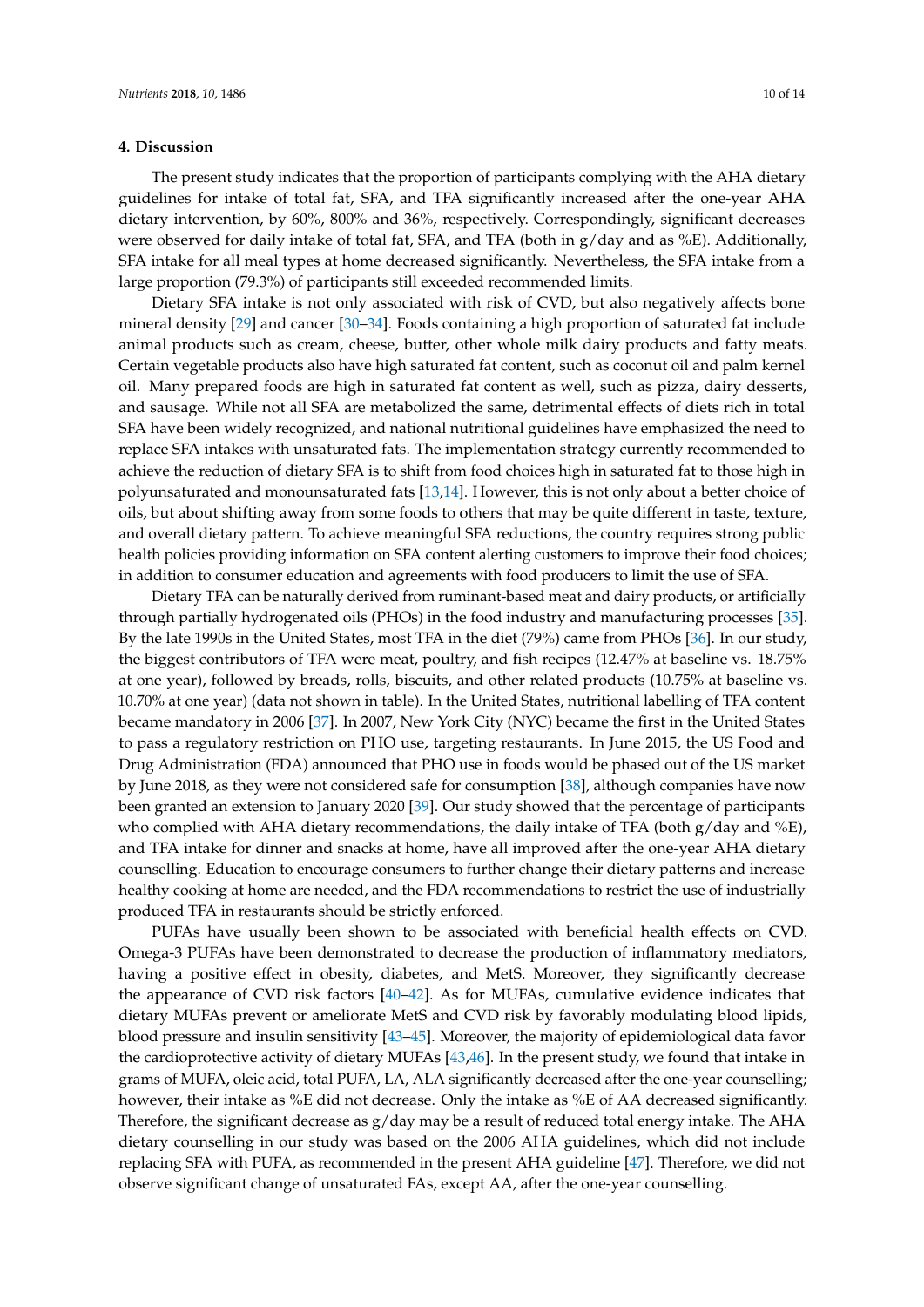## 4. Discussion

The present study indicates that the proportion of participants complying with the AHA dietary guidelines for intake of total fat, SFA, and TFA significantly increased after the one-year AHA dietary intervention, by 60%, 800% and 36%, respectively. Correspondingly, significant decreases were observed for daily intake of total fat, SFA, and TFA (both in g/day and as %E). Additionally, SFA intake for all meal types at home decreased significantly. Nevertheless, the SFA intake from a large proportion (79.3%) of participants still exceeded recommended limits.

Dietary SFA intake is not only associated with risk of CVD, but also negatively affects bone mineral density [29] and cancer [30–34]. Foods containing a high proportion of saturated fat include animal products such as cream, cheese, butter, other whole milk dairy products and fatty meats. Certain vegetable products also have high saturated fat content, such as coconut oil and palm kernel oil. Many prepared foods are high in saturated fat content as well, such as pizza, dairy desserts, and sausage. While not all SFA are metabolized the same, detrimental effects of diets rich in total SFA have been widely recognized, and national nutritional guidelines have emphasized the need to replace SFA intakes with unsaturated fats. The implementation strategy currently recommended to achieve the reduction of dietary SFA is to shift from food choices high in saturated fat to those high in polyunsaturated and monounsaturated fats [13,14]. However, this is not only about a better choice of oils, but about shifting away from some foods to others that may be quite different in taste, texture, and overall dietary pattern. To achieve meaningful SFA reductions, the country requires strong public health policies providing information on SFA content alerting customers to improve their food choices; in addition to consumer education and agreements with food producers to limit the use of SFA.

Dietary TFA can be naturally derived from ruminant-based meat and dairy products, or artificially through partially hydrogenated oils (PHOs) in the food industry and manufacturing processes [35]. By the late 1990s in the United States, most TFA in the diet (79%) came from PHOs [36]. In our study, the biggest contributors of TFA were meat, poultry, and fish recipes (12.47% at baseline vs. 18.75% at one year), followed by breads, rolls, biscuits, and other related products (10.75% at baseline vs. 10.70% at one year) (data not shown in table). In the United States, nutritional labelling of TFA content became mandatory in 2006 [37]. In 2007, New York City (NYC) became the first in the United States to pass a regulatory restriction on PHO use, targeting restaurants. In June 2015, the US Food and Drug Administration (FDA) announced that PHO use in foods would be phased out of the US market by June 2018, as they were not considered safe for consumption [38], although companies have now been granted an extension to January 2020 [39]. Our study showed that the percentage of participants who complied with AHA dietary recommendations, the daily intake of TFA (both g/day and %E), and TFA intake for dinner and snacks at home, have all improved after the one-year AHA dietary counselling. Education to encourage consumers to further change their dietary patterns and increase healthy cooking at home are needed, and the FDA recommendations to restrict the use of industrially produced TFA in restaurants should be strictly enforced.

PUFAs have usually been shown to be associated with beneficial health effects on CVD. Omega-3 PUFAs have been demonstrated to decrease the production of inflammatory mediators, having a positive effect in obesity, diabetes, and MetS. Moreover, they significantly decrease the appearance of CVD risk factors [40–42]. As for MUFAs, cumulative evidence indicates that dietary MUFAs prevent or ameliorate MetS and CVD risk by favorably modulating blood lipids, blood pressure and insulin sensitivity [43–45]. Moreover, the majority of epidemiological data favor the cardioprotective activity of dietary MUFAs [43,46]. In the present study, we found that intake in grams of MUFA, oleic acid, total PUFA, LA, ALA significantly decreased after the one-year counselling; however, their intake as %E did not decrease. Only the intake as %E of AA decreased significantly. Therefore, the significant decrease as g/day may be a result of reduced total energy intake. The AHA dietary counselling in our study was based on the 2006 AHA guidelines, which did not include replacing SFA with PUFA, as recommended in the present AHA guideline [47]. Therefore, we did not observe significant change of unsaturated FAs, except AA, after the one-year counselling.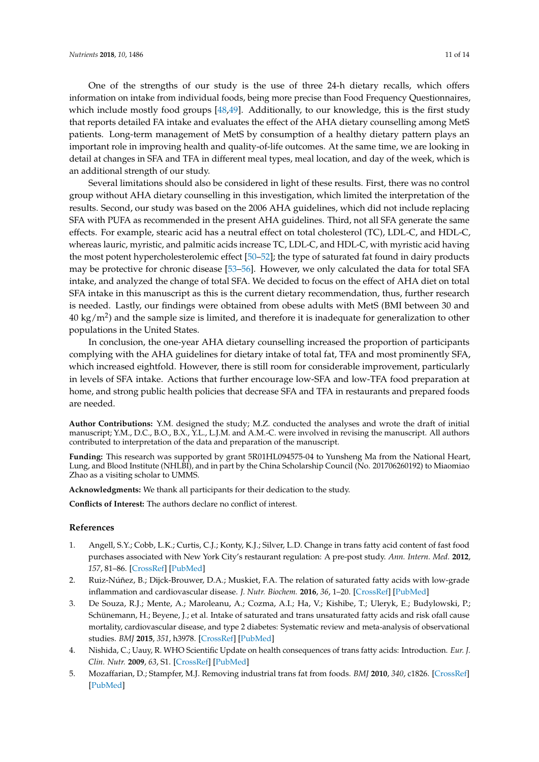One of the strengths of our study is the use of three 24-h dietary recalls, which offers information on intake from individual foods, being more precise than Food Frequency Questionnaires, which include mostly food groups [48,49]. Additionally, to our knowledge, this is the first study that reports detailed FA intake and evaluates the effect of the AHA dietary counselling among MetS patients. Long-term management of MetS by consumption of a healthy dietary pattern plays an important role in improving health and quality-of-life outcomes. At the same time, we are looking in detail at changes in SFA and TFA in different meal types, meal location, and day of the week, which is an additional strength of our study.

Several limitations should also be considered in light of these results. First, there was no control group without AHA dietary counselling in this investigation, which limited the interpretation of the results. Second, our study was based on the 2006 AHA guidelines, which did not include replacing SFA with PUFA as recommended in the present AHA guidelines. Third, not all SFA generate the same effects. For example, stearic acid has a neutral effect on total cholesterol (TC), LDL-C, and HDL-C, whereas lauric, myristic, and palmitic acids increase TC, LDL-C, and HDL-C, with myristic acid having the most potent hypercholesterolemic effect [50–52]; the type of saturated fat found in dairy products may be protective for chronic disease [53–56]. However, we only calculated the data for total SFA intake, and analyzed the change of total SFA. We decided to focus on the effect of AHA diet on total SFA intake in this manuscript as this is the current dietary recommendation, thus, further research is needed. Lastly, our findings were obtained from obese adults with MetS (BMI between 30 and 40 kg/m$^2$) and the sample size is limited, and therefore it is inadequate for generalization to other populations in the United States.

In conclusion, the one-year AHA dietary counselling increased the proportion of participants complying with the AHA guidelines for dietary intake of total fat, TFA and most prominently SFA, which increased eightfold. However, there is still room for considerable improvement, particularly in levels of SFA intake. Actions that further encourage low-SFA and low-TFA food preparation at home, and strong public health policies that decrease SFA and TFA in restaurants and prepared foods are needed.

**Author Contributions:** Y.M. designed the study; M.Z. conducted the analyses and wrote the draft of initial manuscript; Y.M., D.C., B.O., B.X., Y.L., L.J.M. and A.M.-C. were involved in revising the manuscript. All authors contributed to interpretation of the data and preparation of the manuscript.

**Funding:** This research was supported by grant 5R01HL094575-04 to Yunsheng Ma from the National Heart, Lung, and Blood Institute (NHLBI), and in part by the China Scholarship Council (No. 201706260192) to Miaomiao Zhao as a visiting scholar to UMMS.

**Acknowledgments:** We thank all participants for their dedication to the study.

**Conflicts of Interest:** The authors declare no conflict of interest.

## References

1. Angell, S.Y.; Cobb, L.K.; Curtis, C.J.; Konty, K.J.; Silver, L.D. Change in trans fatty acid content of fast food purchases associated with New York City's restaurant regulation: A pre-post study. *Ann. Intern. Med.* **2012**, *157*, 81–86. [CrossRef] [PubMed]
2. Ruiz-Núñez, B.; Dijck-Brouwer, D.A.; Muskiet, F.A. The relation of saturated fatty acids with low-grade inflammation and cardiovascular disease. *J. Nutr. Biochem.* **2016**, *36*, 1–20. [CrossRef] [PubMed]
3. De Souza, R.J.; Mente, A.; Maroleanu, A.; Cozma, A.I.; Ha, V.; Kishibe, T.; Uleryk, E.; Budylowski, P.; Schünemann, H.; Beyene, J.; et al. Intake of saturated and trans unsaturated fatty acids and risk ofall cause mortality, cardiovascular disease, and type 2 diabetes: Systematic review and meta-analysis of observational studies. *BMJ* **2015**, *351*, h3978. [CrossRef] [PubMed]
4. Nishida, C.; Uauy, R. WHO Scientific Update on health consequences of trans fatty acids: Introduction. *Eur. J. Clin. Nutr.* **2009**, *63*, S1. [CrossRef] [PubMed]
5. Mozaffarian, D.; Stampfer, M.J. Removing industrial trans fat from foods. *BMJ* **2010**, *340*, c1826. [CrossRef] [PubMed]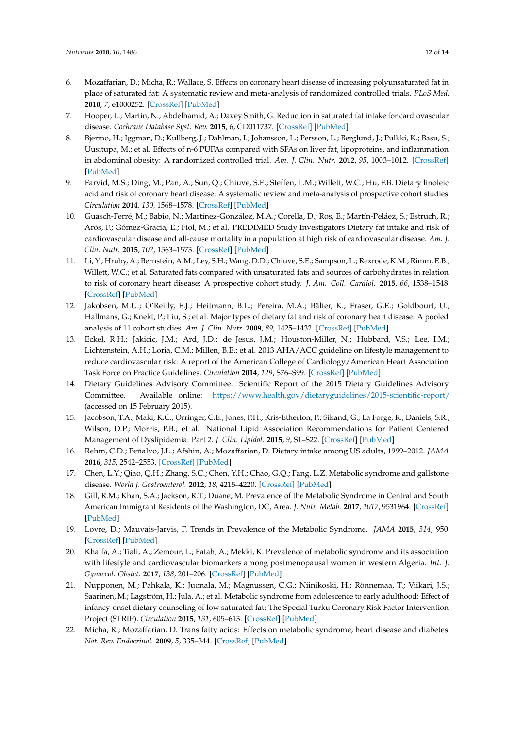6. Mozaffarian, D.; Micha, R.; Wallace, S. Effects on coronary heart disease of increasing polyunsaturated fat in place of saturated fat: A systematic review and meta-analysis of randomized controlled trials. *PLoS Med.* **2010**, *7*, e1000252. [CrossRef] [PubMed]
7. Hooper, L.; Martin, N.; Abdelhamid, A.; Davey Smith, G. Reduction in saturated fat intake for cardiovascular disease. *Cochrane Database Syst. Rev.* **2015**, *6*, CD011737. [CrossRef] [PubMed]
8. Bjermo, H.; Iggman, D.; Kullberg, J.; Dahlman, I.; Johansson, L.; Persson, L.; Berglund, J.; Pulkki, K.; Basu, S.; Uusitupa, M.; et al. Effects of n-6 PUFAs compared with SFAs on liver fat, lipoproteins, and inflammation in abdominal obesity: A randomized controlled trial. *Am. J. Clin. Nutr.* **2012**, *95*, 1003–1012. [CrossRef] [PubMed]
9. Farvid, M.S.; Ding, M.; Pan, A.; Sun, Q.; Chiuve, S.E.; Steffen, L.M.; Willett, W.C.; Hu, F.B. Dietary linoleic acid and risk of coronary heart disease: A systematic review and meta-analysis of prospective cohort studies. *Circulation* **2014**, *130*, 1568–1578. [CrossRef] [PubMed]
10. Guasch-Ferré, M.; Babio, N.; Martínez-González, M.A.; Corella, D.; Ros, E.; Martín-Peláez, S.; Estruch, R.; Arós, F.; Gómez-Gracia, E.; Fiol, M.; et al. PREDIMED Study Investigators Dietary fat intake and risk of cardiovascular disease and all-cause mortality in a population at high risk of cardiovascular disease. *Am. J. Clin. Nutr.* **2015**, *102*, 1563–1573. [CrossRef] [PubMed]
11. Li, Y.; Hruby, A.; Bernstein, A.M.; Ley, S.H.; Wang, D.D.; Chiuve, S.E.; Sampson, L.; Rexrode, K.M.; Rimm, E.B.; Willett, W.C.; et al. Saturated fats compared with unsaturated fats and sources of carbohydrates in relation to risk of coronary heart disease: A prospective cohort study. *J. Am. Coll. Cardiol.* **2015**, *66*, 1538–1548. [CrossRef] [PubMed]
12. Jakobsen, M.U.; O'Reilly, E.J.; Heitmann, B.L.; Pereira, M.A.; Bälter, K.; Fraser, G.E.; Goldbourt, U.; Hallmans, G.; Knekt, P.; Liu, S.; et al. Major types of dietary fat and risk of coronary heart disease: A pooled analysis of 11 cohort studies. *Am. J. Clin. Nutr.* **2009**, *89*, 1425–1432. [CrossRef] [PubMed]
13. Eckel, R.H.; Jakicic, J.M.; Ard, J.D.; de Jesus, J.M.; Houston-Miller, N.; Hubbard, V.S.; Lee, I.M.; Lichtenstein, A.H.; Loria, C.M.; Millen, B.E.; et al. 2013 AHA/ACC guideline on lifestyle management to reduce cardiovascular risk: A report of the American College of Cardiology/American Heart Association Task Force on Practice Guidelines. *Circulation* **2014**, *129*, S76–S99. [CrossRef] [PubMed]
14. Dietary Guidelines Advisory Committee. Scientific Report of the 2015 Dietary Guidelines Advisory Committee. Available online: https://www.health.gov/dietaryguidelines/2015-scientific-report/ (accessed on 15 February 2015).
15. Jacobson, T.A.; Maki, K.C.; Orringer, C.E.; Jones, P.H.; Kris-Etherton, P.; Sikand, G.; La Forge, R.; Daniels, S.R.; Wilson, D.P.; Morris, P.B.; et al. National Lipid Association Recommendations for Patient Centered Management of Dyslipidemia: Part 2. *J. Clin. Lipidol.* **2015**, *9*, S1–S22. [CrossRef] [PubMed]
16. Rehm, C.D.; Peñalvo, J.L.; Afshin, A.; Mozaffarian, D. Dietary intake among US adults, 1999–2012. *JAMA* **2016**, *315*, 2542–2553. [CrossRef] [PubMed]
17. Chen, L.Y.; Qiao, Q.H.; Zhang, S.C.; Chen, Y.H.; Chao, G.Q.; Fang, L.Z. Metabolic syndrome and gallstone disease. *World J. Gastroenterol.* **2012**, *18*, 4215–4220. [CrossRef] [PubMed]
18. Gill, R.M.; Khan, S.A.; Jackson, R.T.; Duane, M. Prevalence of the Metabolic Syndrome in Central and South American Immigrant Residents of the Washington, DC, Area. *J. Nutr. Metab.* **2017**, *2017*, 9531964. [CrossRef] [PubMed]
19. Lovre, D.; Mauvais-Jarvis, F. Trends in Prevalence of the Metabolic Syndrome. *JAMA* **2015**, *314*, 950. [CrossRef] [PubMed]
20. Khalfa, A.; Tiali, A.; Zemour, L.; Fatah, A.; Mekki, K. Prevalence of metabolic syndrome and its association with lifestyle and cardiovascular biomarkers among postmenopausal women in western Algeria. *Int. J. Gynaecol. Obstet.* **2017**, *138*, 201–206. [CrossRef] [PubMed]
21. Nupponen, M.; Pahkala, K.; Juonala, M.; Magnussen, C.G.; Niinikoski, H.; Rönnemaa, T.; Viikari, J.S.; Saarinen, M.; Lagström, H.; Jula, A.; et al. Metabolic syndrome from adolescence to early adulthood: Effect of infancy-onset dietary counseling of low saturated fat: The Special Turku Coronary Risk Factor Intervention Project (STRIP). *Circulation* **2015**, *131*, 605–613. [CrossRef] [PubMed]
22. Micha, R.; Mozaffarian, D. Trans fatty acids: Effects on metabolic syndrome, heart disease and diabetes. *Nat. Rev. Endocrinol.* **2009**, *5*, 335–344. [CrossRef] [PubMed]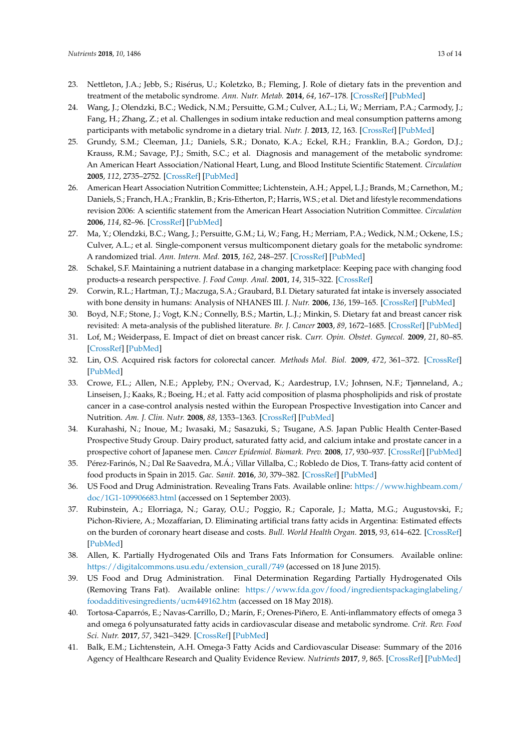23. Nettleton, J.A.; Jebb, S.; Risérus, U.; Koletzko, B.; Fleming, J. Role of dietary fats in the prevention and treatment of the metabolic syndrome. *Ann. Nutr. Metab.* **2014**, *64*, 167–178. [CrossRef] [PubMed]
24. Wang, J.; Olendzki, B.C.; Wedick, N.M.; Persuitte, G.M.; Culver, A.L.; Li, W.; Merriam, P.A.; Carmody, J.; Fang, H.; Zhang, Z.; et al. Challenges in sodium intake reduction and meal consumption patterns among participants with metabolic syndrome in a dietary trial. *Nutr. J.* **2013**, *12*, 163. [CrossRef] [PubMed]
25. Grundy, S.M.; Cleeman, J.I.; Daniels, S.R.; Donato, K.A.; Eckel, R.H.; Franklin, B.A.; Gordon, D.J.; Krauss, R.M.; Savage, P.J.; Smith, S.C.; et al. Diagnosis and management of the metabolic syndrome: An American Heart Association/National Heart, Lung, and Blood Institute Scientific Statement. *Circulation* **2005**, *112*, 2735–2752. [CrossRef] [PubMed]
26. American Heart Association Nutrition Committee; Lichtenstein, A.H.; Appel, L.J.; Brands, M.; Carnethon, M.; Daniels, S.; Franch, H.A.; Franklin, B.; Kris-Etherton, P.; Harris, W.S.; et al. Diet and lifestyle recommendations revision 2006: A scientific statement from the American Heart Association Nutrition Committee. *Circulation* **2006**, *114*, 82–96. [CrossRef] [PubMed]
27. Ma, Y.; Olendzki, B.C.; Wang, J.; Persuitte, G.M.; Li, W.; Fang, H.; Merriam, P.A.; Wedick, N.M.; Ockene, I.S.; Culver, A.L.; et al. Single-component versus multicomponent dietary goals for the metabolic syndrome: A randomized trial. *Ann. Intern. Med.* **2015**, *162*, 248–257. [CrossRef] [PubMed]
28. Schakel, S.F. Maintaining a nutrient database in a changing marketplace: Keeping pace with changing food products-a research perspective. *J. Food Comp. Anal.* **2001**, *14*, 315–322. [CrossRef]
29. Corwin, R.L.; Hartman, T.J.; Maczuga, S.A.; Graubard, B.I. Dietary saturated fat intake is inversely associated with bone density in humans: Analysis of NHANES III. *J. Nutr.* **2006**, *136*, 159–165. [CrossRef] [PubMed]
30. Boyd, N.F.; Stone, J.; Vogt, K.N.; Connelly, B.S.; Martin, L.J.; Minkin, S. Dietary fat and breast cancer risk revisited: A meta-analysis of the published literature. *Br. J. Cancer* **2003**, *89*, 1672–1685. [CrossRef] [PubMed]
31. Lof, M.; Weiderpass, E. Impact of diet on breast cancer risk. *Curr. Opin. Obstet. Gynecol.* **2009**, *21*, 80–85. [CrossRef] [PubMed]
32. Lin, O.S. Acquired risk factors for colorectal cancer. *Methods Mol. Biol.* **2009**, *472*, 361–372. [CrossRef] [PubMed]
33. Crowe, F.L.; Allen, N.E.; Appleby, P.N.; Overvad, K.; Aardestrup, I.V.; Johnsen, N.F.; Tjønneland, A.; Linseisen, J.; Kaaks, R.; Boeing, H.; et al. Fatty acid composition of plasma phospholipids and risk of prostate cancer in a case-control analysis nested within the European Prospective Investigation into Cancer and Nutrition. *Am. J. Clin. Nutr.* **2008**, *88*, 1353–1363. [CrossRef] [PubMed]
34. Kurahashi, N.; Inoue, M.; Iwasaki, M.; Sasazuki, S.; Tsugane, A.S. Japan Public Health Center-Based Prospective Study Group. Dairy product, saturated fatty acid, and calcium intake and prostate cancer in a prospective cohort of Japanese men. *Cancer Epidemiol. Biomark. Prev.* **2008**, *17*, 930–937. [CrossRef] [PubMed]
35. Pérez-Farinós, N.; Dal Re Saavedra, M.Á.; Villar Villalba, C.; Robledo de Dios, T. Trans-fatty acid content of food products in Spain in 2015. *Gac. Sanit.* **2016**, *30*, 379–382. [CrossRef] [PubMed]
36. US Food and Drug Administration. Revealing Trans Fats. Available online: https://www.highbeam.com/doc/1G1-109906683.html (accessed on 1 September 2003).
37. Rubinstein, A.; Elorriaga, N.; Garay, O.U.; Poggio, R.; Caporale, J.; Matta, M.G.; Augustovski, F.; Pichon-Riviere, A.; Mozaffarian, D. Eliminating artificial trans fatty acids in Argentina: Estimated effects on the burden of coronary heart disease and costs. *Bull. World Health Organ.* **2015**, *93*, 614–622. [CrossRef] [PubMed]
38. Allen, K. Partially Hydrogenated Oils and Trans Fats Information for Consumers. Available online: https://digitalcommons.usu.edu/extension_curall/749 (accessed on 18 June 2015).
39. US Food and Drug Administration. Final Determination Regarding Partially Hydrogenated Oils (Removing Trans Fat). Available online: https://www.fda.gov/food/ingredientspackaginglabeling/foodadditivesingredients/ucm449162.htm (accessed on 18 May 2018).
40. Tortosa-Caparrós, E.; Navas-Carrillo, D.; Marín, F.; Orenes-Piñero, E. Anti-inflammatory effects of omega 3 and omega 6 polyunsaturated fatty acids in cardiovascular disease and metabolic syndrome. *Crit. Rev. Food Sci. Nutr.* **2017**, *57*, 3421–3429. [CrossRef] [PubMed]
41. Balk, E.M.; Lichtenstein, A.H. Omega-3 Fatty Acids and Cardiovascular Disease: Summary of the 2016 Agency of Healthcare Research and Quality Evidence Review. *Nutrients* **2017**, *9*, 865. [CrossRef] [PubMed]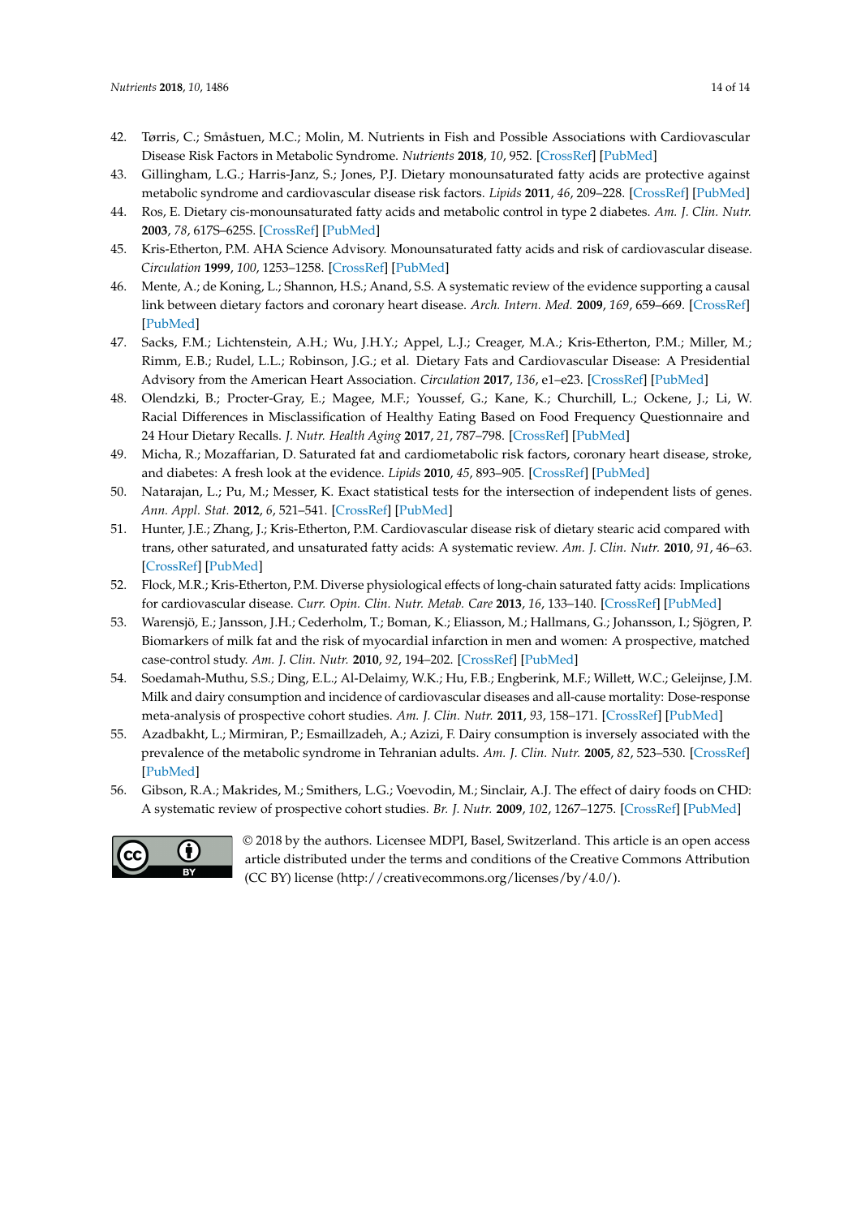42. Tørris, C.; Småstuen, M.C.; Molin, M. Nutrients in Fish and Possible Associations with Cardiovascular Disease Risk Factors in Metabolic Syndrome. *Nutrients* **2018**, *10*, 952. [CrossRef] [PubMed]
43. Gillingham, L.G.; Harris-Janz, S.; Jones, P.J. Dietary monounsaturated fatty acids are protective against metabolic syndrome and cardiovascular disease risk factors. *Lipids* **2011**, *46*, 209–228. [CrossRef] [PubMed]
44. Ros, E. Dietary cis-monounsaturated fatty acids and metabolic control in type 2 diabetes. *Am. J. Clin. Nutr.* **2003**, *78*, 617S–625S. [CrossRef] [PubMed]
45. Kris-Etherton, P.M. AHA Science Advisory. Monounsaturated fatty acids and risk of cardiovascular disease. *Circulation* **1999**, *100*, 1253–1258. [CrossRef] [PubMed]
46. Mente, A.; de Koning, L.; Shannon, H.S.; Anand, S.S. A systematic review of the evidence supporting a causal link between dietary factors and coronary heart disease. *Arch. Intern. Med.* **2009**, *169*, 659–669. [CrossRef] [PubMed]
47. Sacks, F.M.; Lichtenstein, A.H.; Wu, J.H.Y.; Appel, L.J.; Creager, M.A.; Kris-Etherton, P.M.; Miller, M.; Rimm, E.B.; Rudel, L.L.; Robinson, J.G.; et al. Dietary Fats and Cardiovascular Disease: A Presidential Advisory from the American Heart Association. *Circulation* **2017**, *136*, e1–e23. [CrossRef] [PubMed]
48. Olendzki, B.; Procter-Gray, E.; Magee, M.F.; Youssef, G.; Kane, K.; Churchill, L.; Ockene, J.; Li, W. Racial Differences in Misclassification of Healthy Eating Based on Food Frequency Questionnaire and 24 Hour Dietary Recalls. *J. Nutr. Health Aging* **2017**, *21*, 787–798. [CrossRef] [PubMed]
49. Micha, R.; Mozaffarian, D. Saturated fat and cardiometabolic risk factors, coronary heart disease, stroke, and diabetes: A fresh look at the evidence. *Lipids* **2010**, *45*, 893–905. [CrossRef] [PubMed]
50. Natarajan, L.; Pu, M.; Messer, K. Exact statistical tests for the intersection of independent lists of genes. *Ann. Appl. Stat.* **2012**, *6*, 521–541. [CrossRef] [PubMed]
51. Hunter, J.E.; Zhang, J.; Kris-Etherton, P.M. Cardiovascular disease risk of dietary stearic acid compared with trans, other saturated, and unsaturated fatty acids: A systematic review. *Am. J. Clin. Nutr.* **2010**, *91*, 46–63. [CrossRef] [PubMed]
52. Flock, M.R.; Kris-Etherton, P.M. Diverse physiological effects of long-chain saturated fatty acids: Implications for cardiovascular disease. *Curr. Opin. Clin. Nutr. Metab. Care* **2013**, *16*, 133–140. [CrossRef] [PubMed]
53. Warensjö, E.; Jansson, J.H.; Cederholm, T.; Boman, K.; Eliasson, M.; Hallmans, G.; Johansson, I.; Sjögren, P. Biomarkers of milk fat and the risk of myocardial infarction in men and women: A prospective, matched case-control study. *Am. J. Clin. Nutr.* **2010**, *92*, 194–202. [CrossRef] [PubMed]
54. Soedamah-Muthu, S.S.; Ding, E.L.; Al-Delaimy, W.K.; Hu, F.B.; Engberink, M.F.; Willett, W.C.; Geleijnse, J.M. Milk and dairy consumption and incidence of cardiovascular diseases and all-cause mortality: Dose-response meta-analysis of prospective cohort studies. *Am. J. Clin. Nutr.* **2011**, *93*, 158–171. [CrossRef] [PubMed]
55. Azadbakht, L.; Mirmiran, P.; Esmaillzadeh, A.; Azizi, F. Dairy consumption is inversely associated with the prevalence of the metabolic syndrome in Tehranian adults. *Am. J. Clin. Nutr.* **2005**, *82*, 523–530. [CrossRef] [PubMed]
56. Gibson, R.A.; Makrides, M.; Smithers, L.G.; Voevodin, M.; Sinclair, A.J. The effect of dairy foods on CHD: A systematic review of prospective cohort studies. *Br. J. Nutr.* **2009**, *102*, 1267–1275. [CrossRef] [PubMed]

© 2018 by the authors. Licensee MDPI, Basel, Switzerland. This article is an open access article distributed under the terms and conditions of the Creative Commons Attribution (CC BY) license (http://creativecommons.org/licenses/by/4.0/).